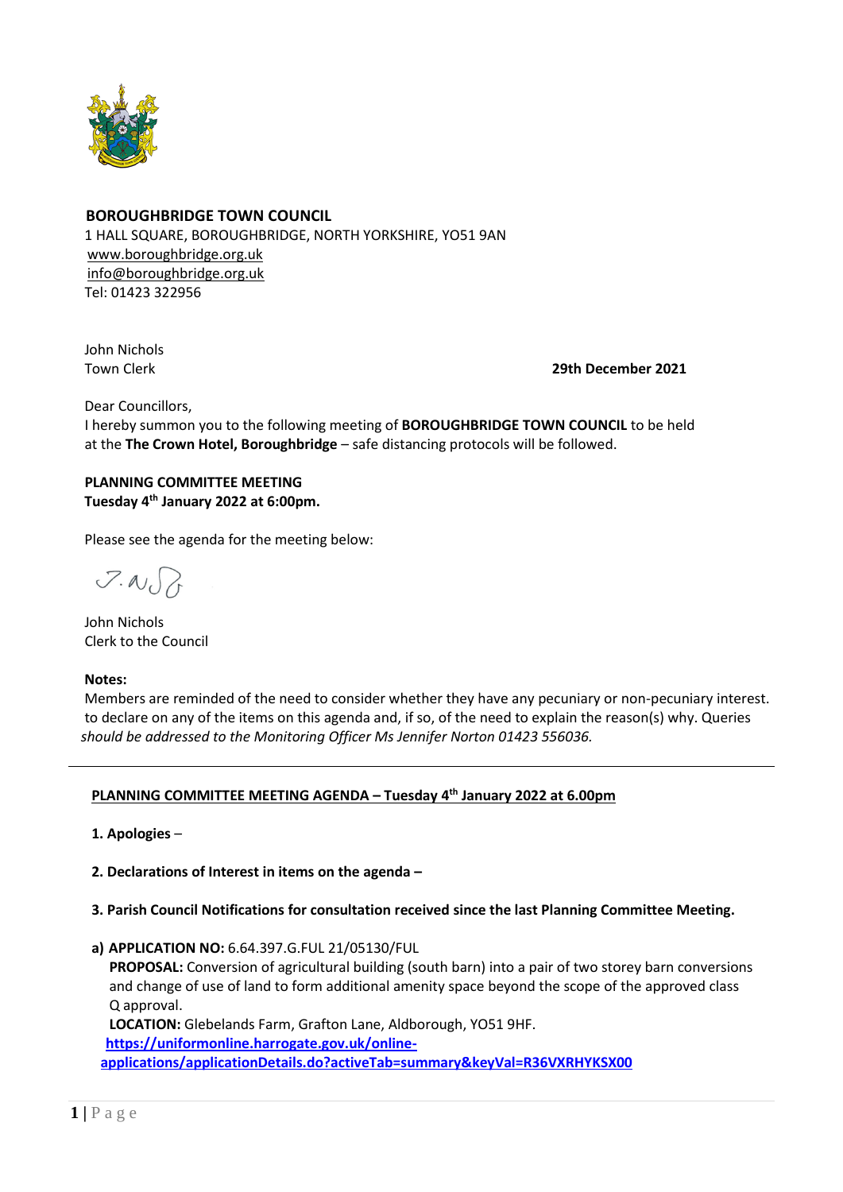**BOROUGHBRIDGE TOWN COUNCIL**
1 HALL SQUARE, BOROUGHBRIDGE, NORTH YORKSHIRE, YO51 9AN
www.boroughbridge.org.uk
info@boroughbridge.org.uk
Tel: 01423 322956

John Nichols
Town Clerk

**29th December 2021**

Dear Councillors,
I hereby summon you to the following meeting of **BOROUGHBRIDGE TOWN COUNCIL** to be held at the **The Crown Hotel, Boroughbridge** – safe distancing protocols will be followed.

**PLANNING COMMITTEE MEETING**
**Tuesday 4th January 2022 at 6:00pm.**

Please see the agenda for the meeting below:

John Nichols
Clerk to the Council

**Notes:**
Members are reminded of the need to consider whether they have any pecuniary or non-pecuniary interest. to declare on any of the items on this agenda and, if so, of the need to explain the reason(s) why. Queries *should be addressed to the Monitoring Officer Ms Jennifer Norton 01423 556036.*

---

## PLANNING COMMITTEE MEETING AGENDA – Tuesday 4th January 2022 at 6.00pm

**1. Apologies** –

**2. Declarations of Interest in items on the agenda –**

**3. Parish Council Notifications for consultation received since the last Planning Committee Meeting.**

**a) APPLICATION NO:** 6.64.397.G.FUL 21/05130/FUL
**PROPOSAL:** Conversion of agricultural building (south barn) into a pair of two storey barn conversions and change of use of land to form additional amenity space beyond the scope of the approved class Q approval.
**LOCATION:** Glebelands Farm, Grafton Lane, Aldborough, YO51 9HF.
**https://uniformonline.harrogate.gov.uk/online-applications/applicationDetails.do?activeTab=summary&keyVal=R36VXRHYKSX00**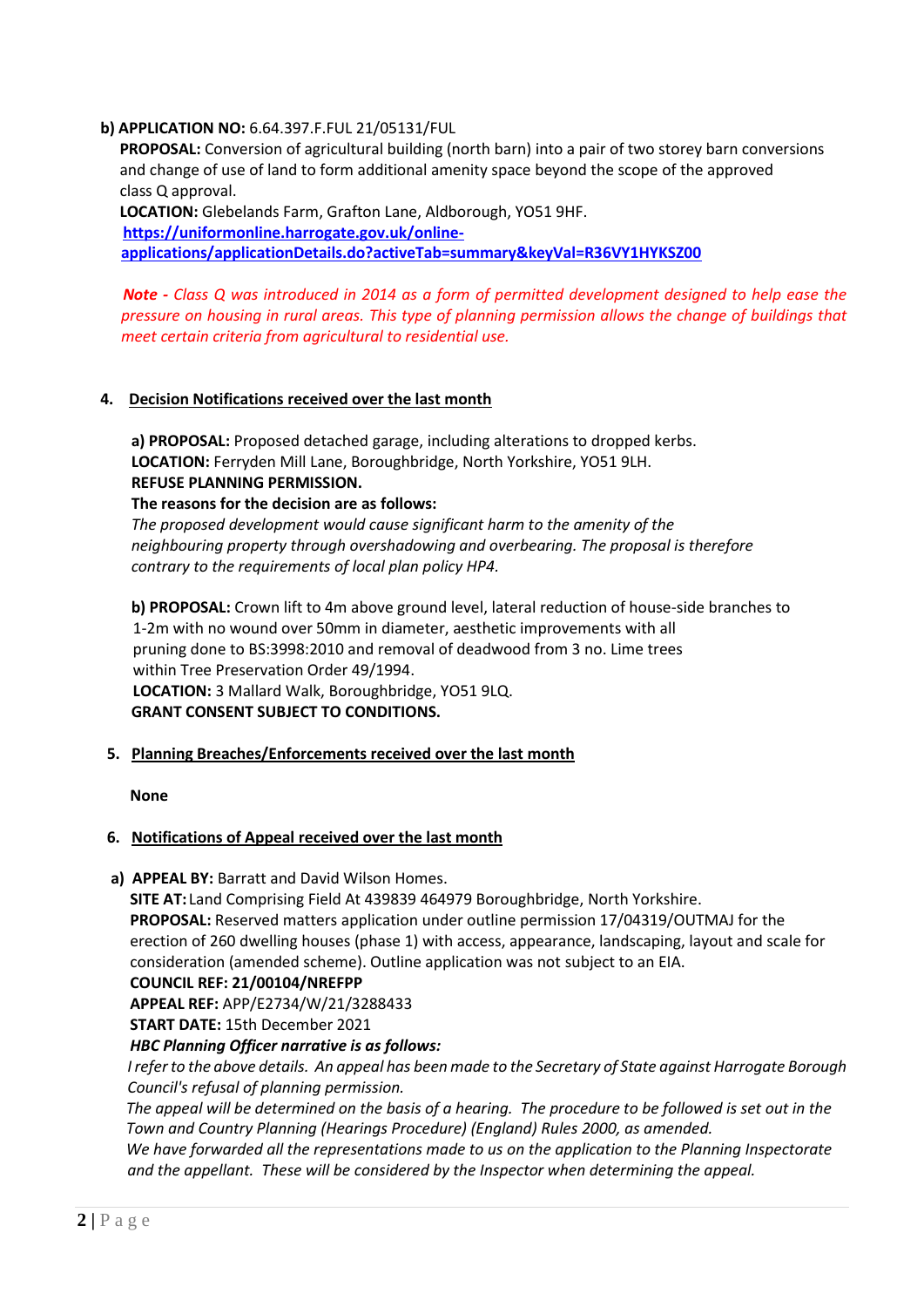**b) APPLICATION NO:** 6.64.397.F.FUL 21/05131/FUL

**PROPOSAL:** Conversion of agricultural building (north barn) into a pair of two storey barn conversions and change of use of land to form additional amenity space beyond the scope of the approved class Q approval.

**LOCATION:** Glebelands Farm, Grafton Lane, Aldborough, YO51 9HF.

**https://uniformonline.harrogate.gov.uk/online-applications/applicationDetails.do?activeTab=summary&keyVal=R36VY1HYKSZ00**

***Note -*** *Class Q was introduced in 2014 as a form of permitted development designed to help ease the pressure on housing in rural areas. This type of planning permission allows the change of buildings that meet certain criteria from agricultural to residential use.*

## 4. Decision Notifications received over the last month

**a) PROPOSAL:** Proposed detached garage, including alterations to dropped kerbs.
**LOCATION:** Ferryden Mill Lane, Boroughbridge, North Yorkshire, YO51 9LH.
**REFUSE PLANNING PERMISSION.**
**The reasons for the decision are as follows:**
*The proposed development would cause significant harm to the amenity of the neighbouring property through overshadowing and overbearing. The proposal is therefore contrary to the requirements of local plan policy HP4.*

**b) PROPOSAL:** Crown lift to 4m above ground level, lateral reduction of house-side branches to 1-2m with no wound over 50mm in diameter, aesthetic improvements with all pruning done to BS:3998:2010 and removal of deadwood from 3 no. Lime trees within Tree Preservation Order 49/1994.
**LOCATION:** 3 Mallard Walk, Boroughbridge, YO51 9LQ.
**GRANT CONSENT SUBJECT TO CONDITIONS.**

## 5. Planning Breaches/Enforcements received over the last month

**None**

## 6. Notifications of Appeal received over the last month

**a) APPEAL BY:** Barratt and David Wilson Homes.
**SITE AT:** Land Comprising Field At 439839 464979 Boroughbridge, North Yorkshire.
**PROPOSAL:** Reserved matters application under outline permission 17/04319/OUTMAJ for the erection of 260 dwelling houses (phase 1) with access, appearance, landscaping, layout and scale for consideration (amended scheme). Outline application was not subject to an EIA.
**COUNCIL REF: 21/00104/NREFPP**
**APPEAL REF:** APP/E2734/W/21/3288433
**START DATE:** 15th December 2021
***HBC Planning Officer narrative is as follows:***
*I refer to the above details. An appeal has been made to the Secretary of State against Harrogate Borough Council's refusal of planning permission.*
*The appeal will be determined on the basis of a hearing. The procedure to be followed is set out in the Town and Country Planning (Hearings Procedure) (England) Rules 2000, as amended.*
*We have forwarded all the representations made to us on the application to the Planning Inspectorate and the appellant. These will be considered by the Inspector when determining the appeal.*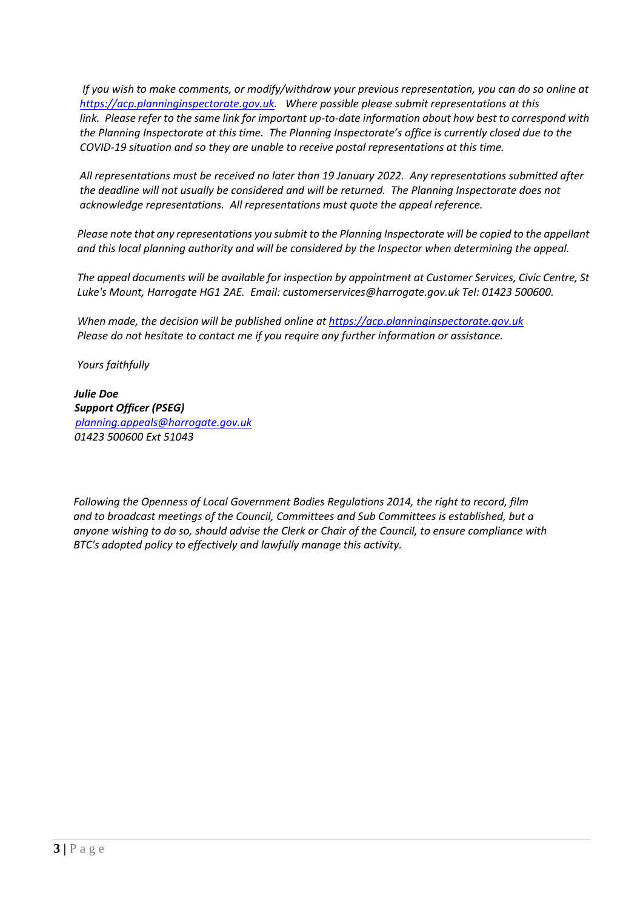*If you wish to make comments, or modify/withdraw your previous representation, you can do so online at [https://acp.planninginspectorate.gov.uk](https://acp.planninginspectorate.gov.uk). Where possible please submit representations at this link. Please refer to the same link for important up-to-date information about how best to correspond with the Planning Inspectorate at this time. The Planning Inspectorate's office is currently closed due to the COVID-19 situation and so they are unable to receive postal representations at this time.*

*All representations must be received no later than 19 January 2022. Any representations submitted after the deadline will not usually be considered and will be returned. The Planning Inspectorate does not acknowledge representations. All representations must quote the appeal reference.*

*Please note that any representations you submit to the Planning Inspectorate will be copied to the appellant and this local planning authority and will be considered by the Inspector when determining the appeal.*

*The appeal documents will be available for inspection by appointment at Customer Services, Civic Centre, St Luke's Mount, Harrogate HG1 2AE. Email: customerservices@harrogate.gov.uk Tel: 01423 500600.*

*When made, the decision will be published online at [https://acp.planninginspectorate.gov.uk](https://acp.planninginspectorate.gov.uk)*
*Please do not hesitate to contact me if you require any further information or assistance.*

*Yours faithfully*

***Julie Doe***
***Support Officer (PSEG)***
*[planning.appeals@harrogate.gov.uk](mailto:planning.appeals@harrogate.gov.uk)*
*01423 500600 Ext 51043*

*Following the Openness of Local Government Bodies Regulations 2014, the right to record, film and to broadcast meetings of the Council, Committees and Sub Committees is established, but a anyone wishing to do so, should advise the Clerk or Chair of the Council, to ensure compliance with BTC's adopted policy to effectively and lawfully manage this activity.*